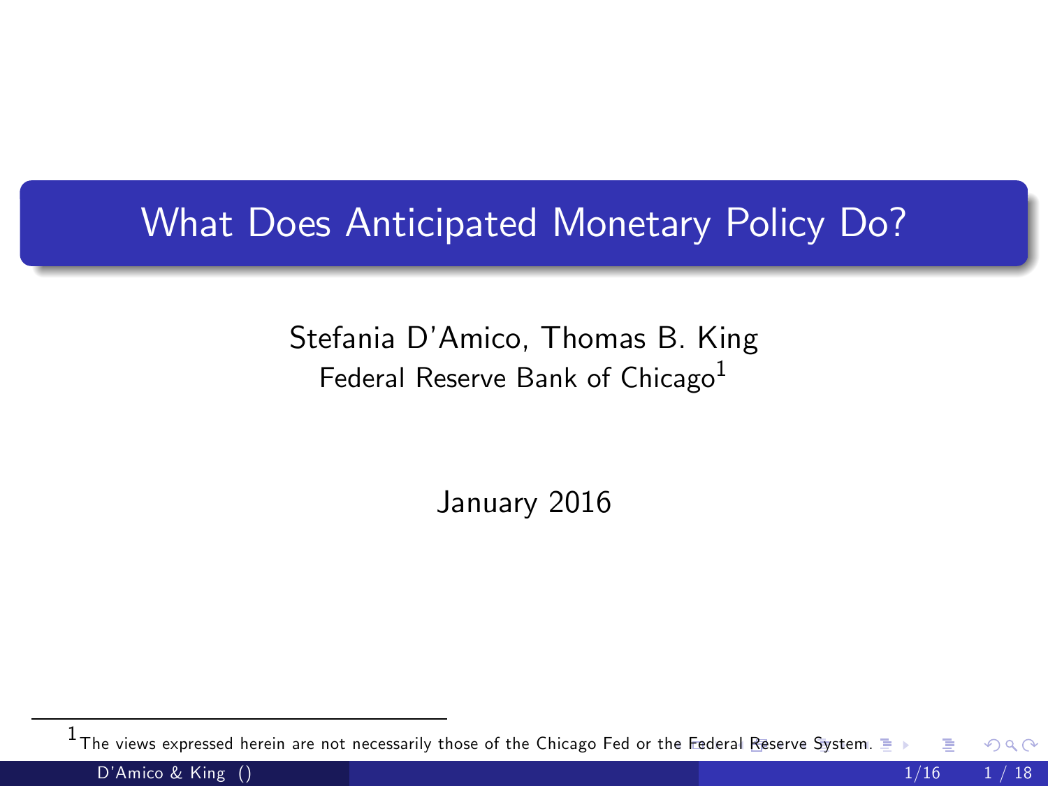# What Does Anticipated Monetary Policy Do?

Stefania D'Amico, Thomas B. King

Federal Reserve Bank of Chicago[1]

January 2016

[1] The views expressed herein are not necessarily those of the Chicago Fed or the Federal Reserve System.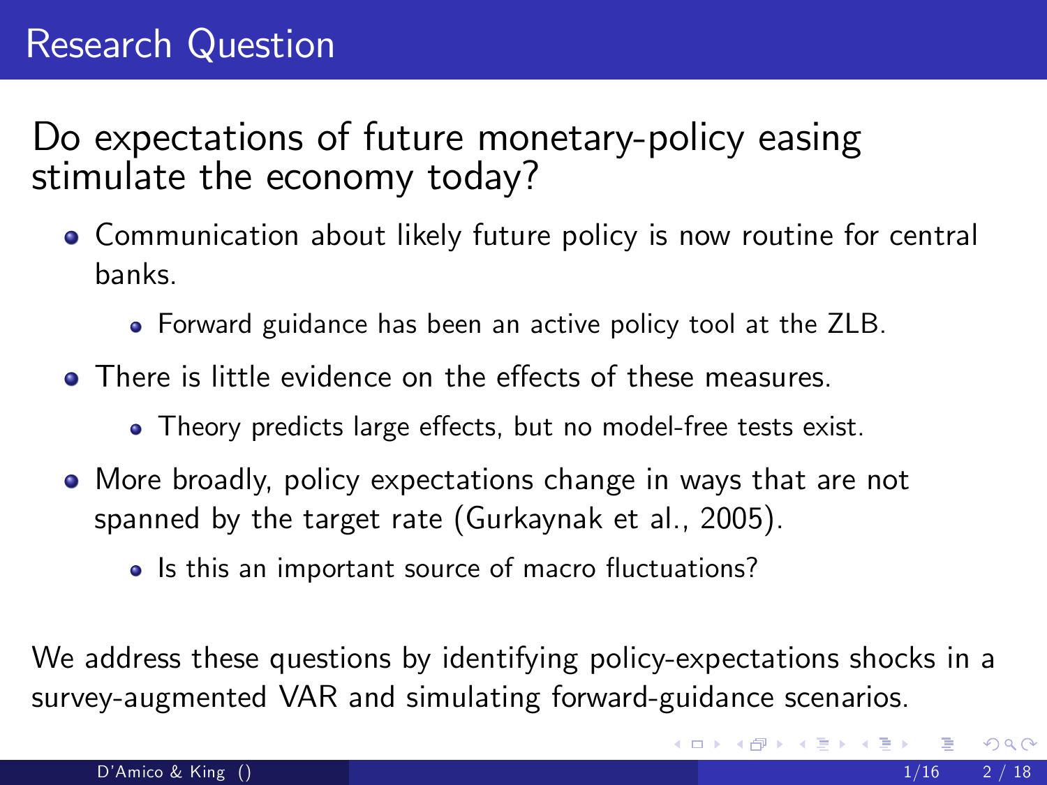# Research Question

## Do expectations of future monetary-policy easing stimulate the economy today?

- Communication about likely future policy is now routine for central banks.
  - Forward guidance has been an active policy tool at the ZLB.
- There is little evidence on the effects of these measures.
  - Theory predicts large effects, but no model-free tests exist.
- More broadly, policy expectations change in ways that are not spanned by the target rate (Gurkaynak et al., 2005).
  - Is this an important source of macro fluctuations?

We address these questions by identifying policy-expectations shocks in a survey-augmented VAR and simulating forward-guidance scenarios.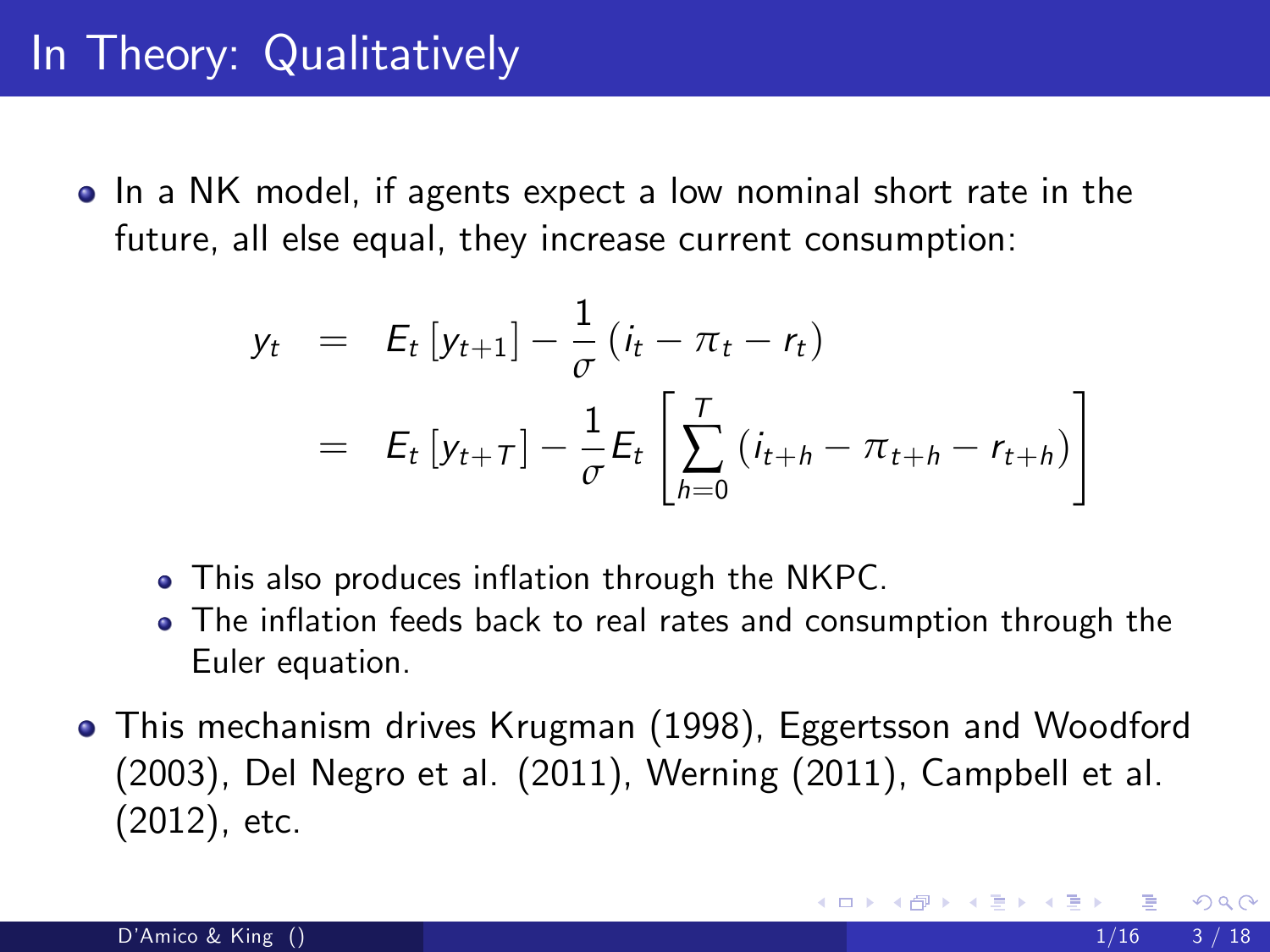# In Theory: Qualitatively

- In a NK model, if agents expect a low nominal short rate in the future, all else equal, they increase current consumption:

$$
\begin{aligned}
y_t &= E_t\left[y_{t+1}\right] - \frac{1}{\sigma}\left(i_t - \pi_t - r_t\right) \\
&= E_t\left[y_{t+T}\right] - \frac{1}{\sigma} E_t\left[\sum_{h=0}^{T}\left(i_{t+h} - \pi_{t+h} - r_{t+h}\right)\right]
\end{aligned}
$$

  - This also produces inflation through the NKPC.
  - The inflation feeds back to real rates and consumption through the Euler equation.

- This mechanism drives Krugman (1998), Eggertsson and Woodford (2003), Del Negro et al. (2011), Werning (2011), Campbell et al. (2012), etc.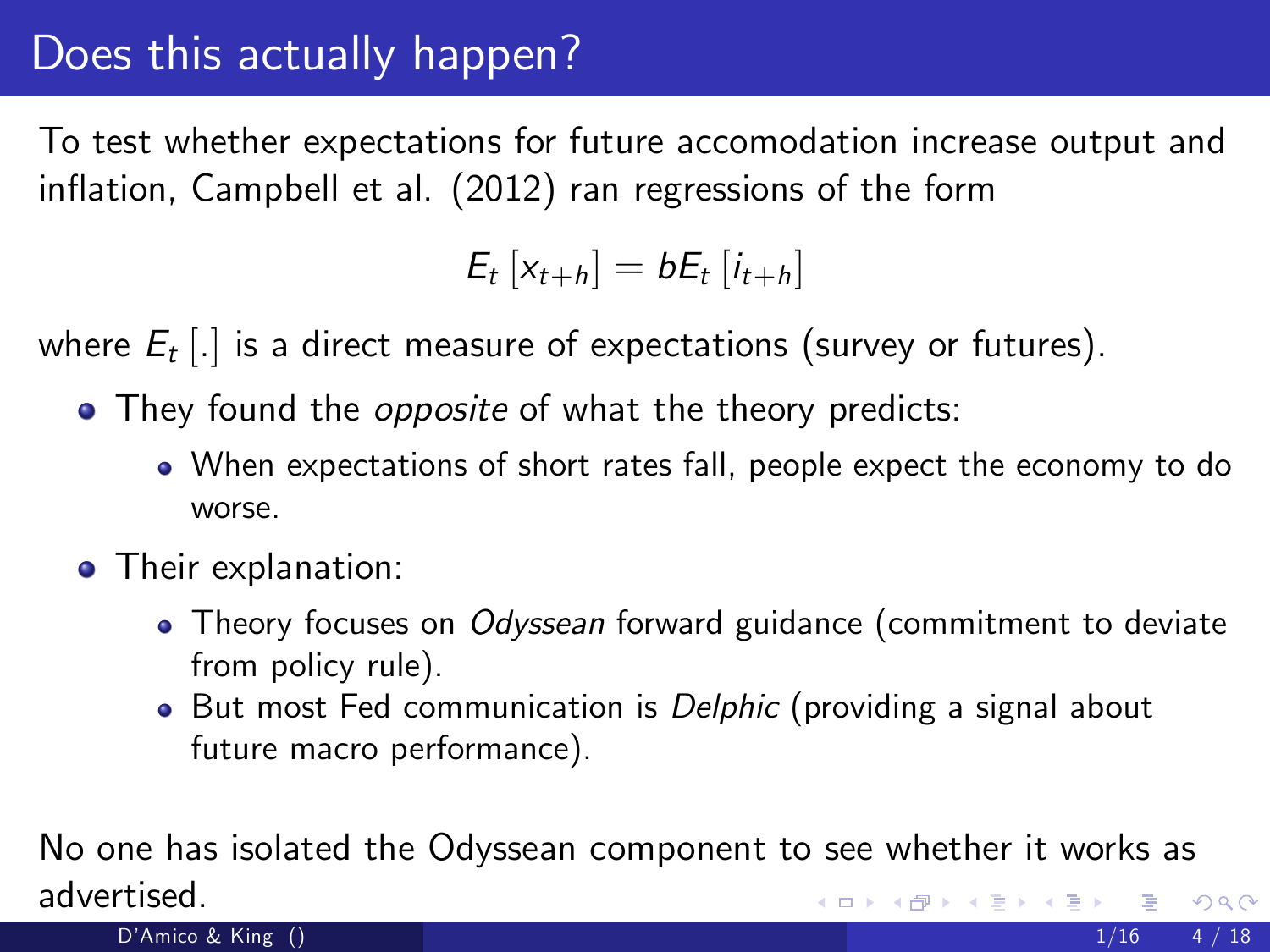# Does this actually happen?

To test whether expectations for future accomodation increase output and inflation, Campbell et al. (2012) ran regressions of the form

$$E_t\left[x_{t+h}\right] = bE_t\left[i_{t+h}\right]$$

where $E_t\left[.\right]$ is a direct measure of expectations (survey or futures).

- They found the *opposite* of what the theory predicts:
  - When expectations of short rates fall, people expect the economy to do worse.
- Their explanation:
  - Theory focuses on *Odyssean* forward guidance (commitment to deviate from policy rule).
  - But most Fed communication is *Delphic* (providing a signal about future macro performance).

No one has isolated the Odyssean component to see whether it works as advertised.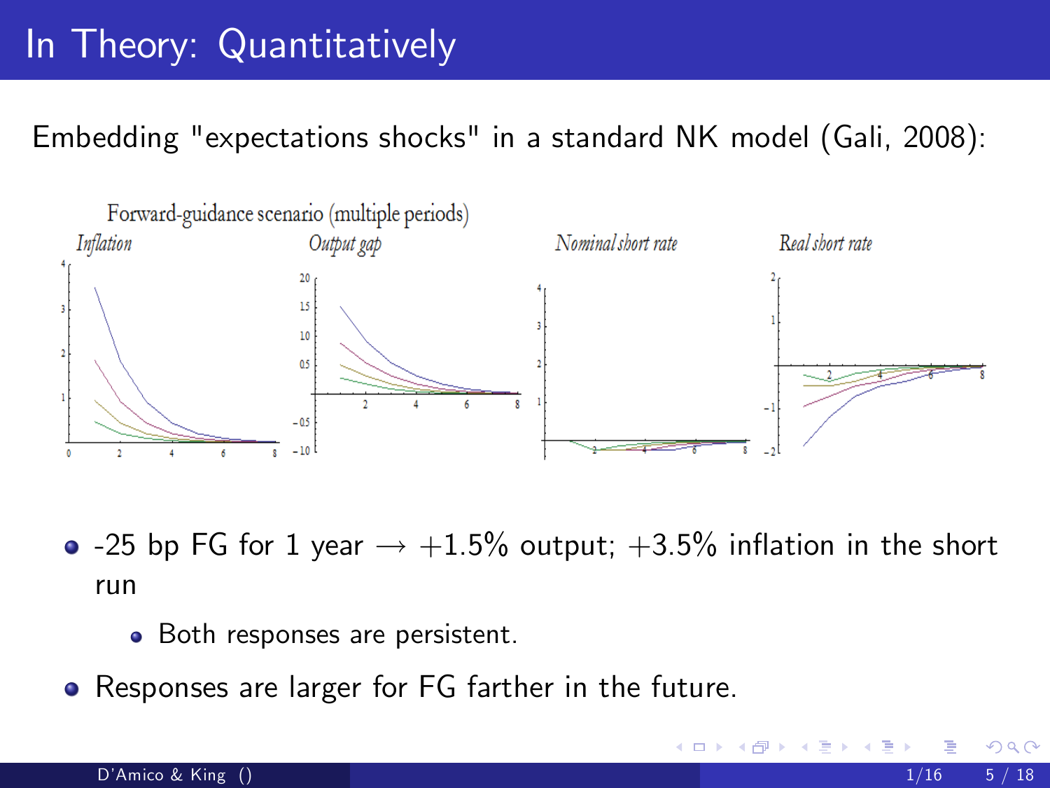# In Theory: Quantitatively

Embedding "expectations shocks" in a standard NK model (Gali, 2008):

Forward-guidance scenario (multiple periods)

*Inflation* — *Output gap* — *Nominal short rate* — *Real short rate*

- -25 bp FG for 1 year → +1.5% output; +3.5% inflation in the short run
  - Both responses are persistent.
- Responses are larger for FG farther in the future.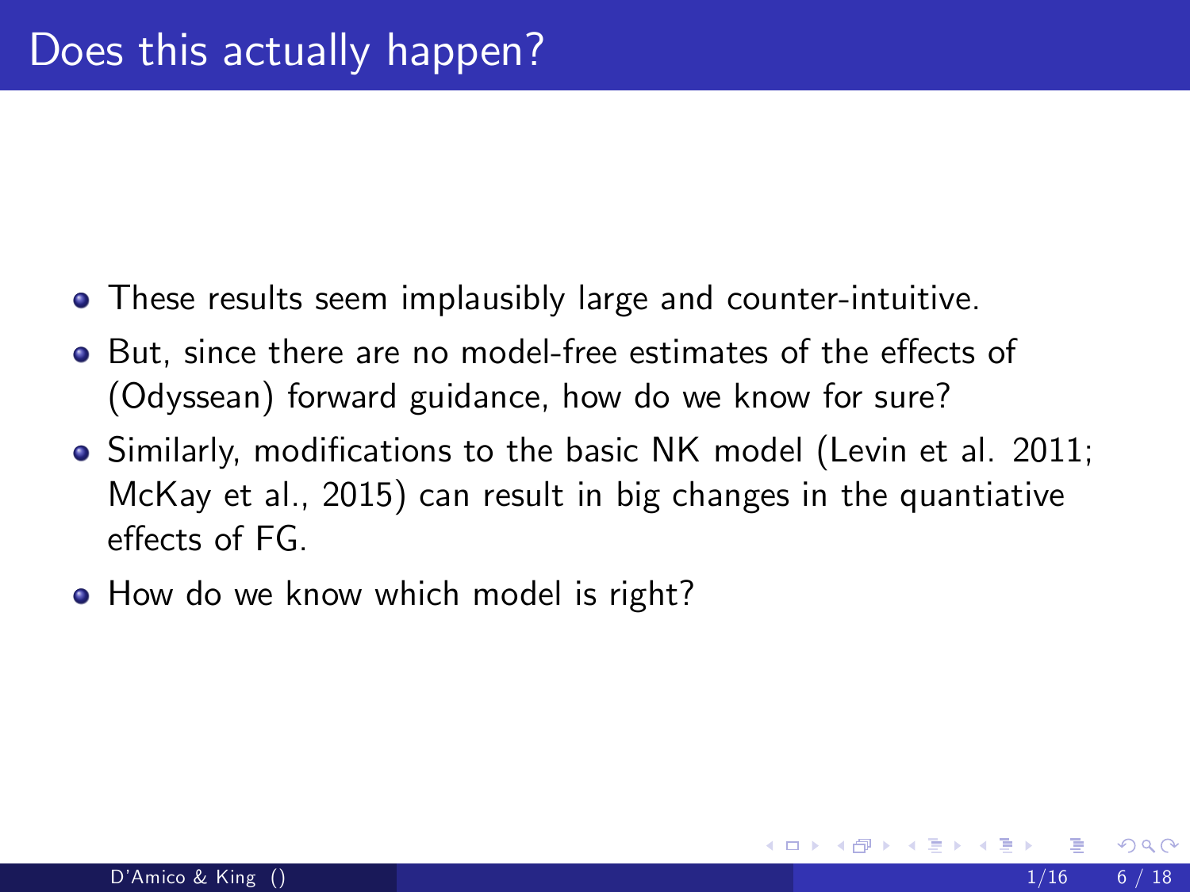# Does this actually happen?

- These results seem implausibly large and counter-intuitive.
- But, since there are no model-free estimates of the effects of (Odyssean) forward guidance, how do we know for sure?
- Similarly, modifications to the basic NK model (Levin et al. 2011; McKay et al., 2015) can result in big changes in the quantiative effects of FG.
- How do we know which model is right?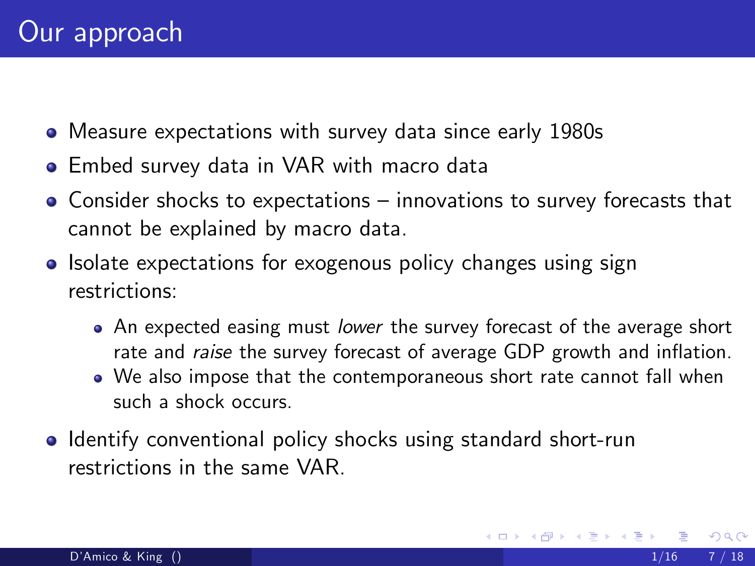# Our approach

- Measure expectations with survey data since early 1980s
- Embed survey data in VAR with macro data
- Consider shocks to expectations – innovations to survey forecasts that cannot be explained by macro data.
- Isolate expectations for exogenous policy changes using sign restrictions:
  - An expected easing must *lower* the survey forecast of the average short rate and *raise* the survey forecast of average GDP growth and inflation.
  - We also impose that the contemporaneous short rate cannot fall when such a shock occurs.
- Identify conventional policy shocks using standard short-run restrictions in the same VAR.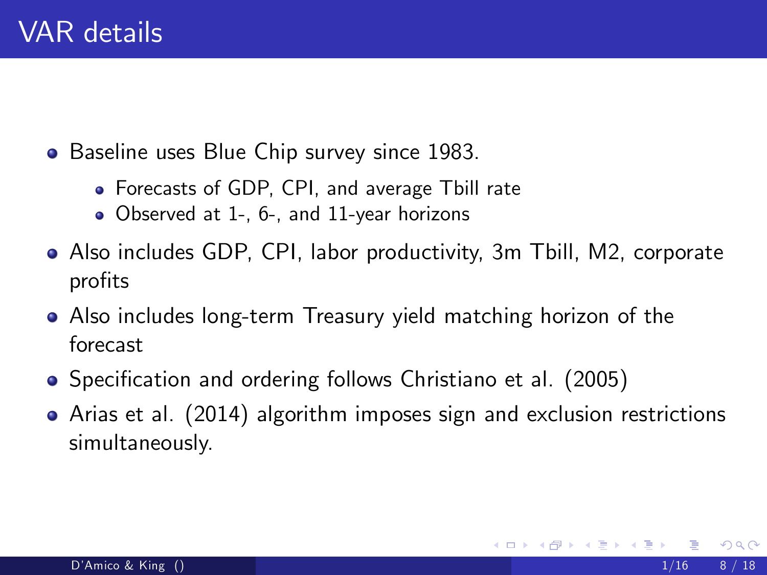# VAR details

- Baseline uses Blue Chip survey since 1983.
  - Forecasts of GDP, CPI, and average Tbill rate
  - Observed at 1-, 6-, and 11-year horizons
- Also includes GDP, CPI, labor productivity, 3m Tbill, M2, corporate profits
- Also includes long-term Treasury yield matching horizon of the forecast
- Specification and ordering follows Christiano et al. (2005)
- Arias et al. (2014) algorithm imposes sign and exclusion restrictions simultaneously.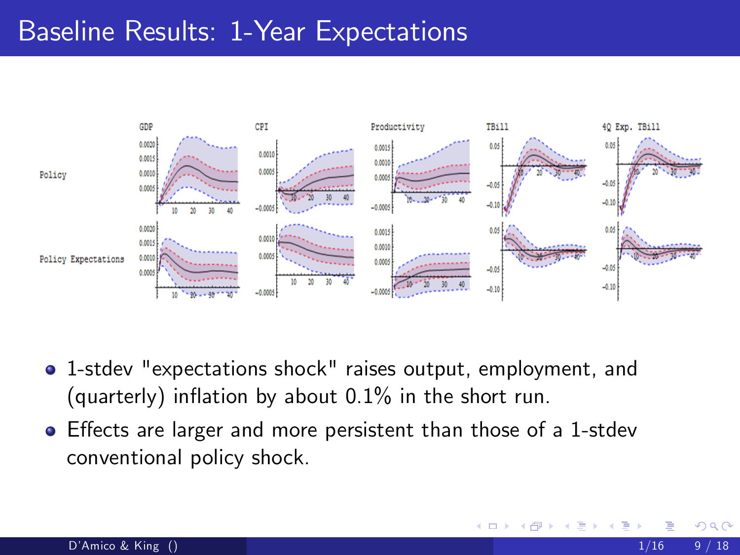# Baseline Results: 1-Year Expectations

- 1-stdev "expectations shock" raises output, employment, and (quarterly) inflation by about 0.1% in the short run.
- Effects are larger and more persistent than those of a 1-stdev conventional policy shock.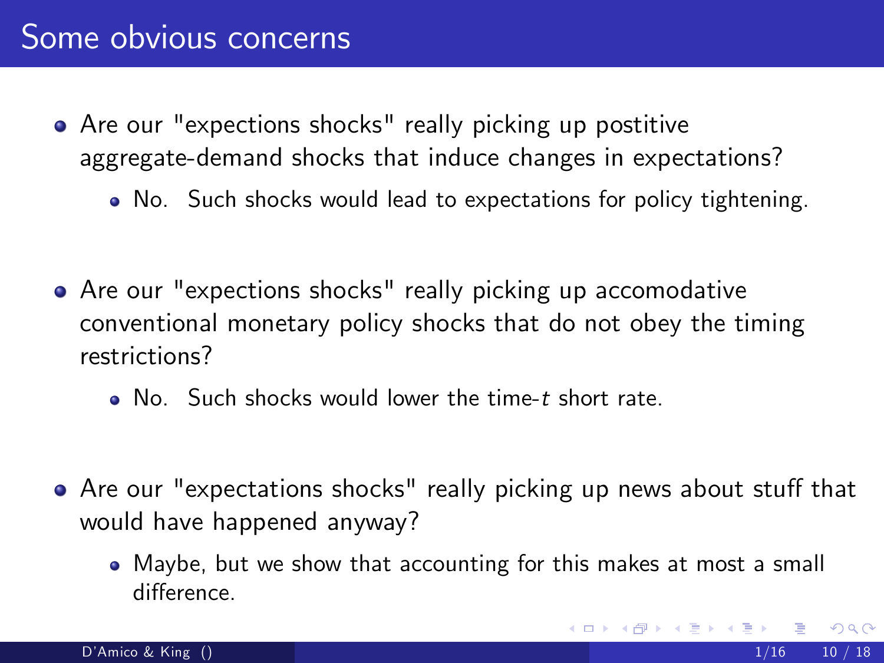# Some obvious concerns

- Are our "expections shocks" really picking up postitive aggregate-demand shocks that induce changes in expectations?
  - No. Such shocks would lead to expectations for policy tightening.

- Are our "expections shocks" really picking up accomodative conventional monetary policy shocks that do not obey the timing restrictions?
  - No. Such shocks would lower the time-$t$ short rate.

- Are our "expections shocks" really picking up news about stuff that would have happened anyway?
  - Maybe, but we show that accounting for this makes at most a small difference.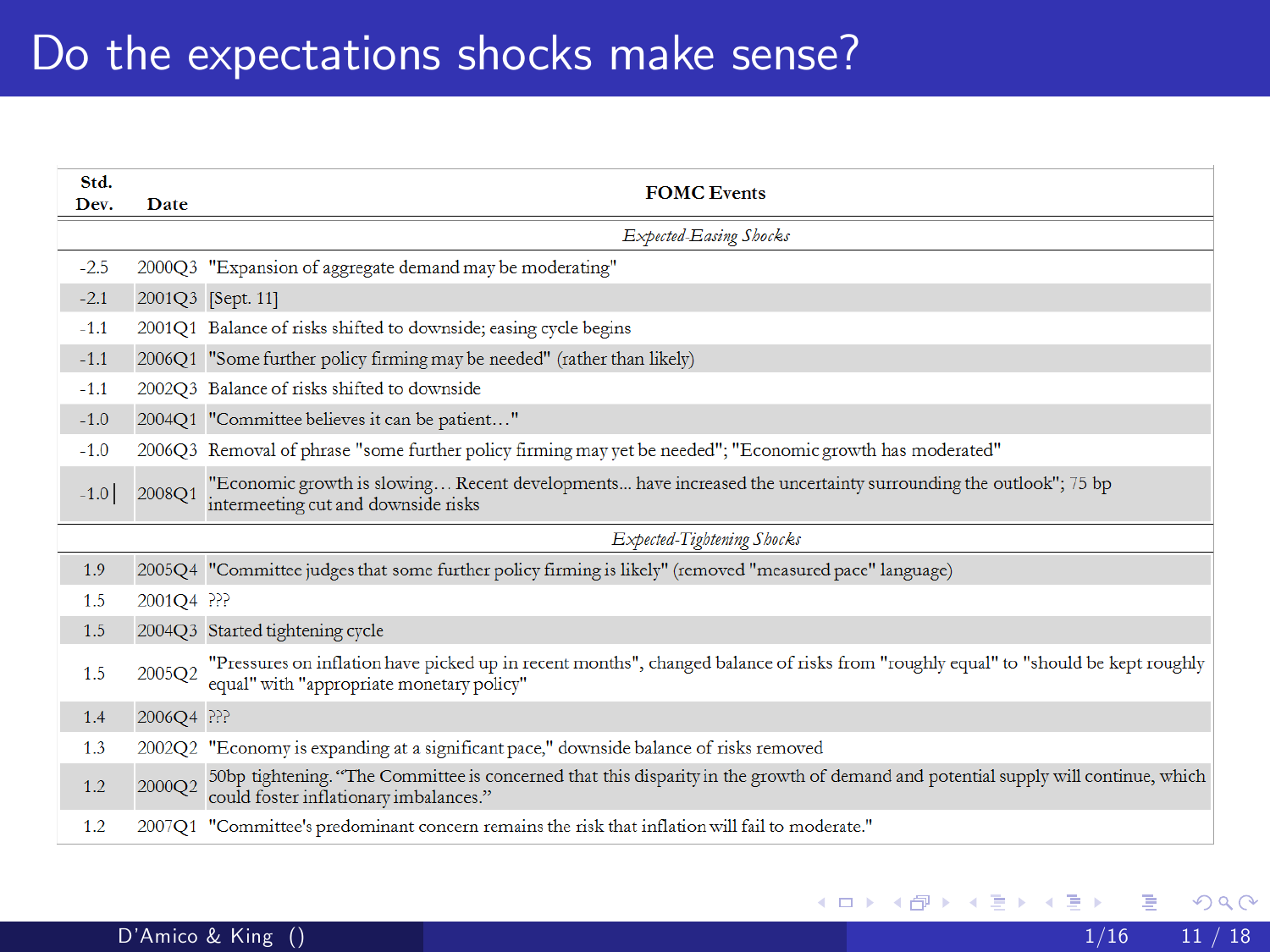# Do the expectations shocks make sense?

| Std. Dev. | Date | FOMC Events |
|---|---|---|
| | | *Expected-Easing Shocks* |
| -2.5 | 2000Q3 | "Expansion of aggregate demand may be moderating" |
| -2.1 | 2001Q3 | [Sept. 11] |
| -1.1 | 2001Q1 | Balance of risks shifted to downside; easing cycle begins |
| -1.1 | 2006Q1 | "Some further policy firming may be needed" (rather than likely) |
| -1.1 | 2002Q3 | Balance of risks shifted to downside |
| -1.0 | 2004Q1 | "Committee believes it can be patient…" |
| -1.0 | 2006Q3 | Removal of phrase "some further policy firming may yet be needed"; "Economic growth has moderated" |
| -1.0 | 2008Q1 | "Economic growth is slowing… Recent developments... have increased the uncertainty surrounding the outlook"; 75 bp intermeeting cut and downside risks |
| | | *Expected-Tightening Shocks* |
| 1.9 | 2005Q4 | "Committee judges that some further policy firming is likely" (removed "measured pace" language) |
| 1.5 | 2001Q4 | ??? |
| 1.5 | 2004Q3 | Started tightening cycle |
| 1.5 | 2005Q2 | "Pressures on inflation have picked up in recent months", changed balance of risks from "roughly equal" to "should be kept roughly equal" with "appropriate monetary policy" |
| 1.4 | 2006Q4 | ??? |
| 1.3 | 2002Q2 | "Economy is expanding at a significant pace," downside balance of risks removed |
| 1.2 | 2000Q2 | 50bp tightening. "The Committee is concerned that this disparity in the growth of demand and potential supply will continue, which could foster inflationary imbalances." |
| 1.2 | 2007Q1 | "Committee's predominant concern remains the risk that inflation will fail to moderate." |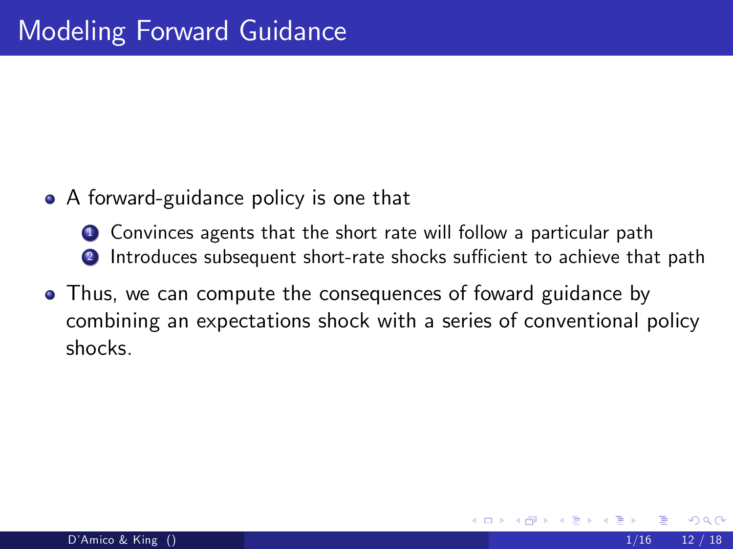# Modeling Forward Guidance

- A forward-guidance policy is one that
  1. Convinces agents that the short rate will follow a particular path
  2. Introduces subsequent short-rate shocks sufficient to achieve that path
- Thus, we can compute the consequences of foward guidance by combining an expectations shock with a series of conventional policy shocks.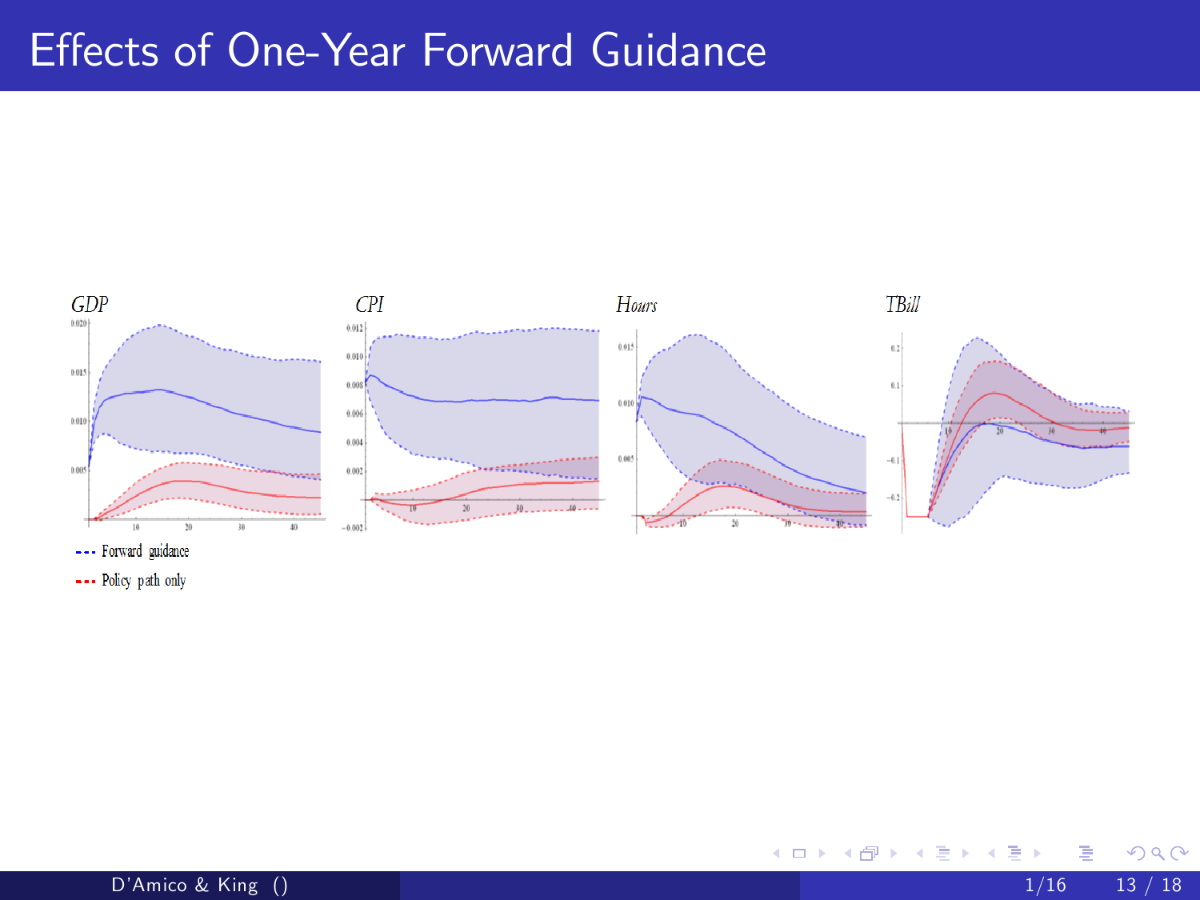# Effects of One-Year Forward Guidance

GDP

CPI

Hours

TBill

--- Forward guidance

--- Policy path only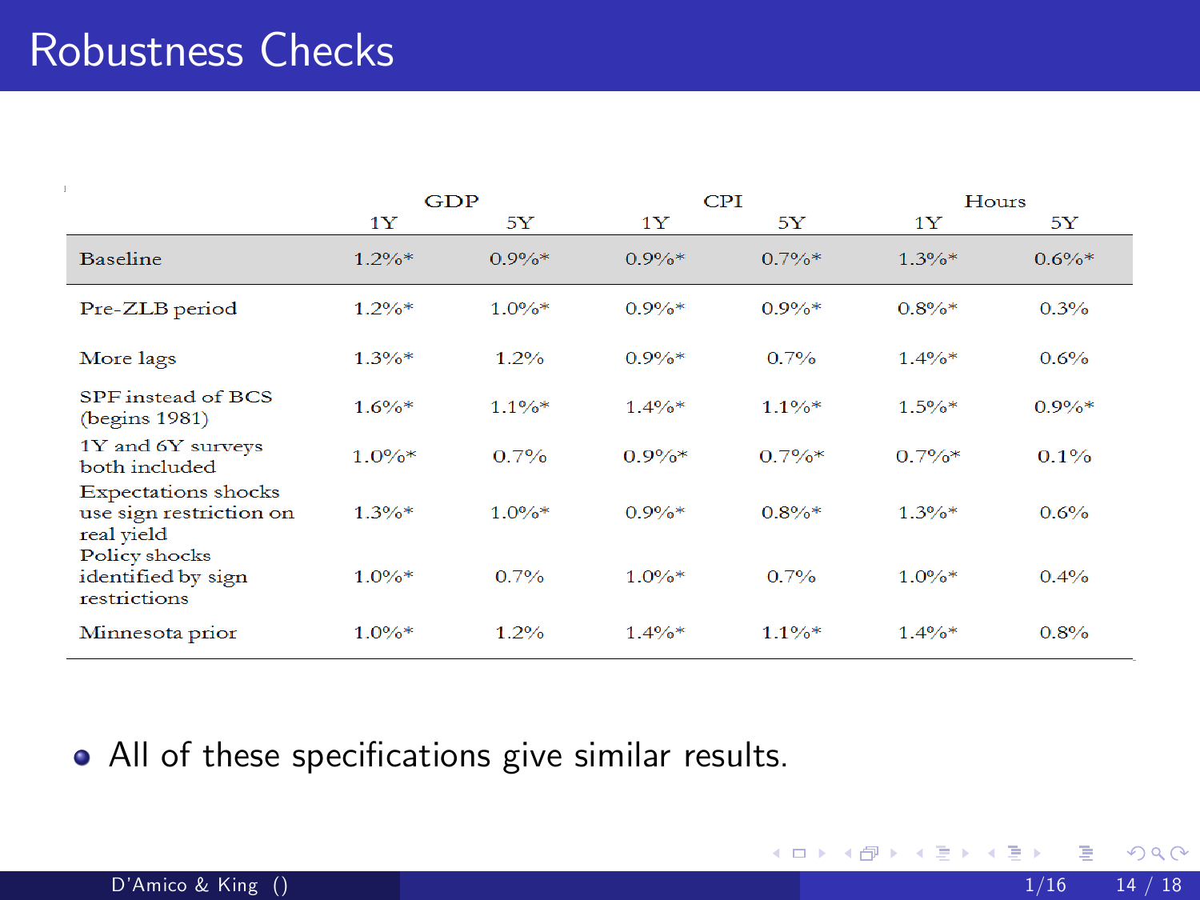# Robustness Checks

| | GDP | | CPI | | Hours | |
|---|---|---|---|---|---|---|
| | 1Y | 5Y | 1Y | 5Y | 1Y | 5Y |
| Baseline | 1.2%* | 0.9%* | 0.9%* | 0.7%* | 1.3%* | 0.6%* |
| Pre-ZLB period | 1.2%* | 1.0%* | 0.9%* | 0.9%* | 0.8%* | 0.3% |
| More lags | 1.3%* | 1.2% | 0.9%* | 0.7% | 1.4%* | 0.6% |
| SPF instead of BCS (begins 1981) | 1.6%* | 1.1%* | 1.4%* | 1.1%* | 1.5%* | 0.9%* |
| 1Y and 6Y surveys both included | 1.0%* | 0.7% | 0.9%* | 0.7%* | 0.7%* | 0.1% |
| Expectations shocks use sign restriction on real yield | 1.3%* | 1.0%* | 0.9%* | 0.8%* | 1.3%* | 0.6% |
| Policy shocks identified by sign restrictions | 1.0%* | 0.7% | 1.0%* | 0.7% | 1.0%* | 0.4% |
| Minnesota prior | 1.0%* | 1.2% | 1.4%* | 1.1%* | 1.4%* | 0.8% |

- All of these specifications give similar results.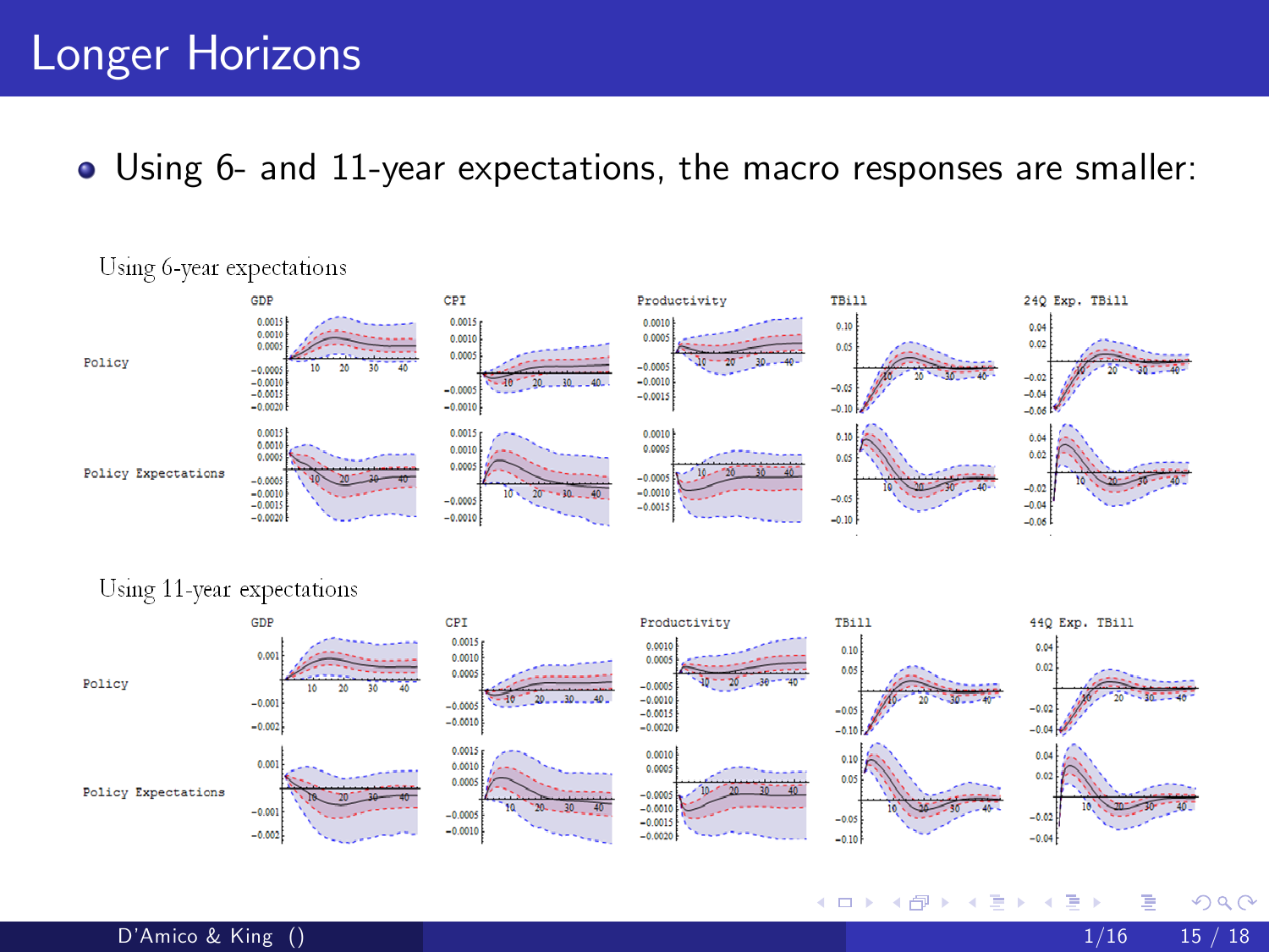# Longer Horizons

- Using 6- and 11-year expectations, the macro responses are smaller:

Using 6-year expectations

Using 11-year expectations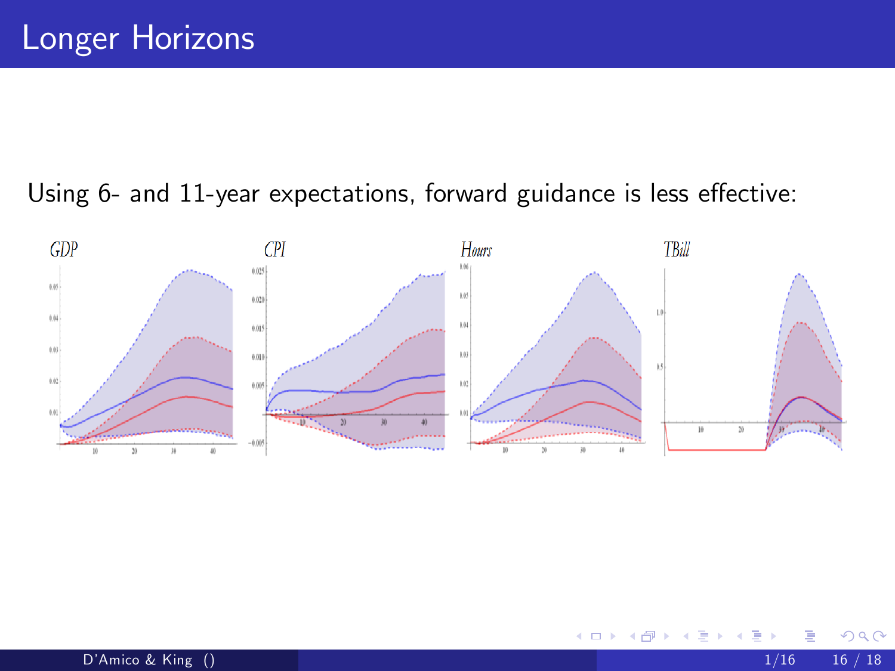# Longer Horizons

Using 6- and 11-year expectations, forward guidance is less effective: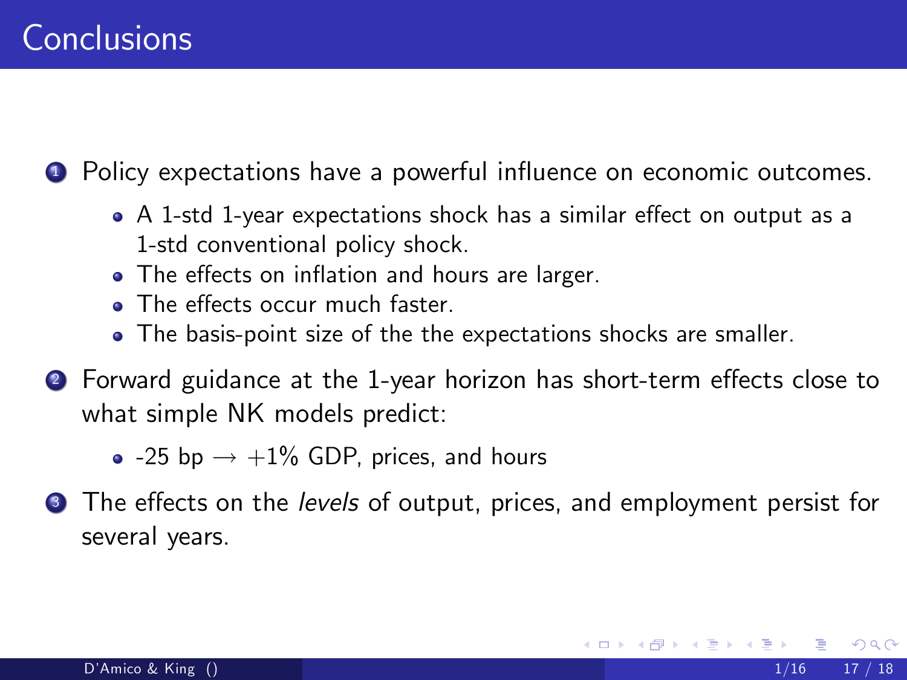# Conclusions

1. Policy expectations have a powerful influence on economic outcomes.
   - A 1-std 1-year expectations shock has a similar effect on output as a 1-std conventional policy shock.
   - The effects on inflation and hours are larger.
   - The effects occur much faster.
   - The basis-point size of the the expectations shocks are smaller.
2. Forward guidance at the 1-year horizon has short-term effects close to what simple NK models predict:
   - -25 bp $\rightarrow$ +1% GDP, prices, and hours
3. The effects on the *levels* of output, prices, and employment persist for several years.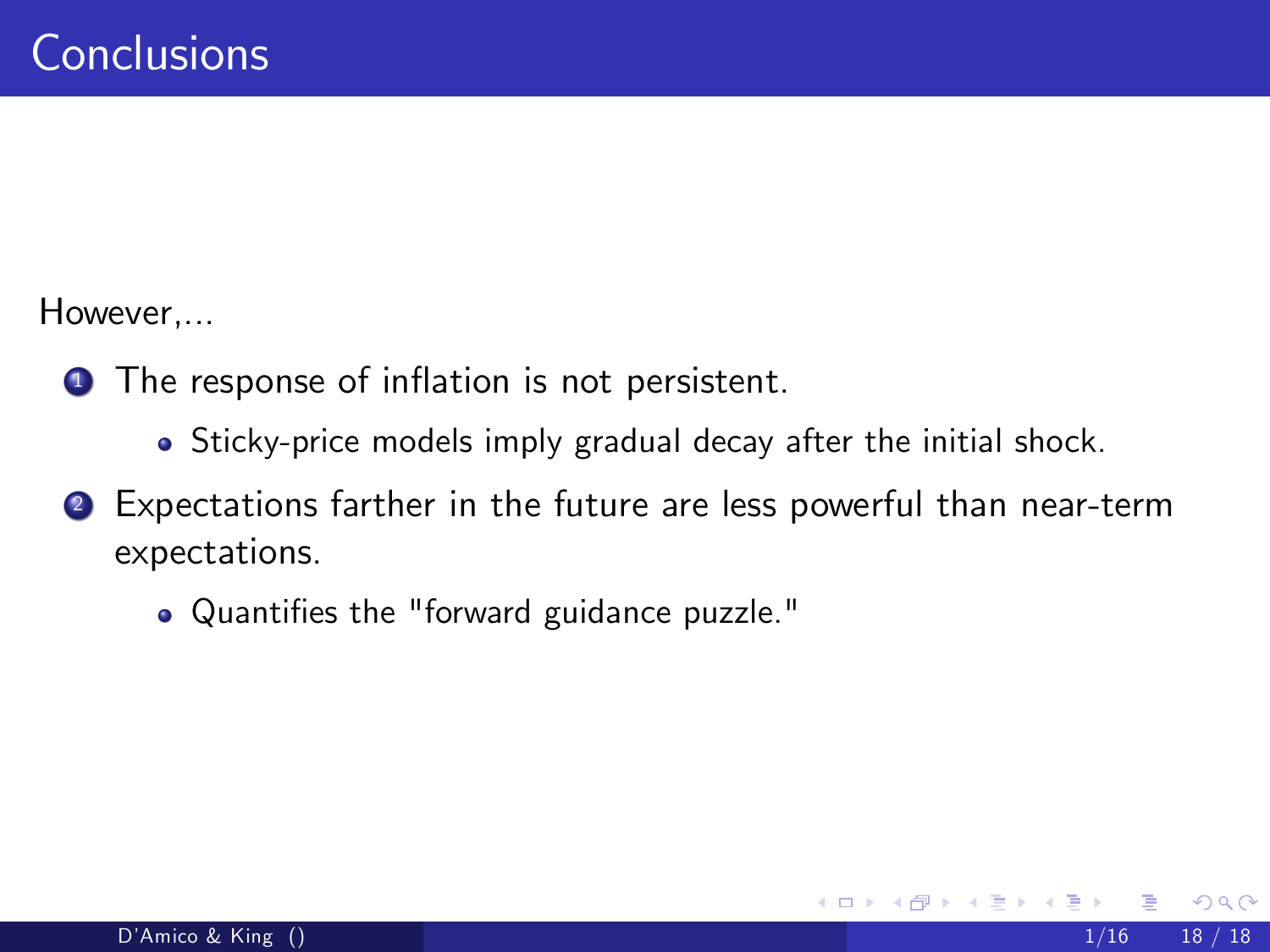# Conclusions

However,...

1. The response of inflation is not persistent.
   - Sticky-price models imply gradual decay after the initial shock.
2. Expectations farther in the future are less powerful than near-term expectations.
   - Quantifies the "forward guidance puzzle."